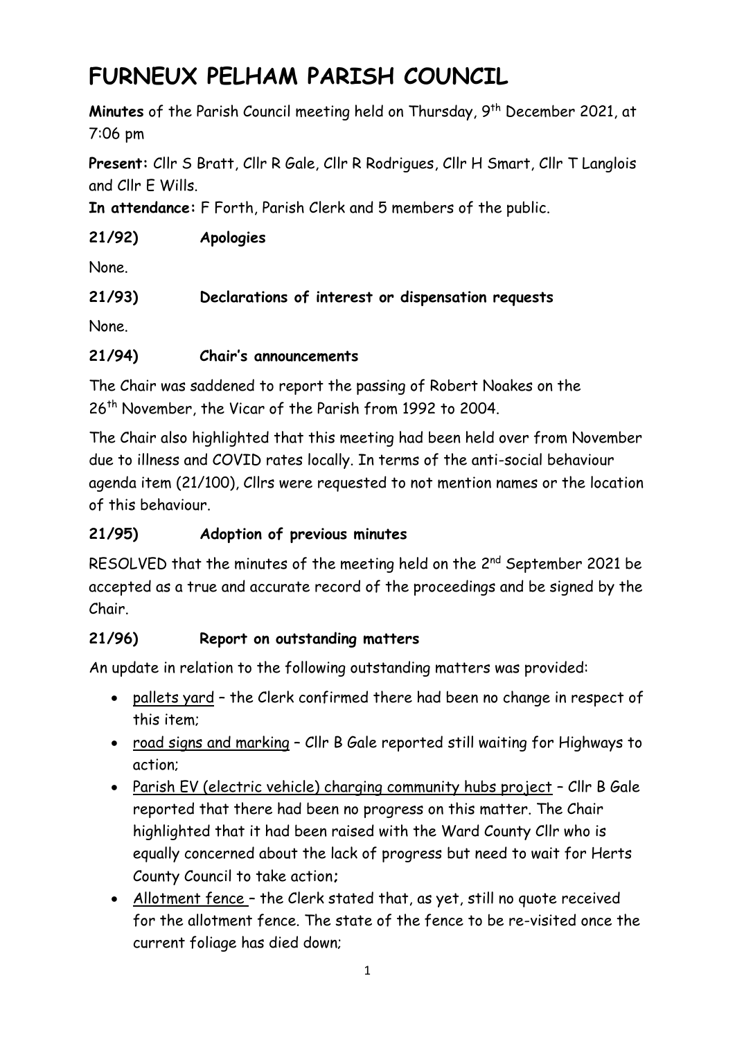# FURNEUX PELHAM PARISH COUNCIL

**Minutes** of the Parish Council meeting held on Thursday, 9th December 2021, at 7:06 pm

**Present:** Cllr S Bratt, Cllr R Gale, Cllr R Rodrigues, Cllr H Smart, Cllr T Langlois and Cllr E Wills.

**In attendance:** F Forth, Parish Clerk and 5 members of the public.

**21/92) Apologies**

None.

**21/93) Declarations of interest or dispensation requests**

None.

**21/94) Chair's announcements**

The Chair was saddened to report the passing of Robert Noakes on the 26th November, the Vicar of the Parish from 1992 to 2004.

The Chair also highlighted that this meeting had been held over from November due to illness and COVID rates locally. In terms of the anti-social behaviour agenda item (21/100), Cllrs were requested to not mention names or the location of this behaviour.

**21/95) Adoption of previous minutes**

RESOLVED that the minutes of the meeting held on the 2nd September 2021 be accepted as a true and accurate record of the proceedings and be signed by the Chair.

**21/96) Report on outstanding matters**

An update in relation to the following outstanding matters was provided:

- pallets yard – the Clerk confirmed there had been no change in respect of this item;
- road signs and marking – Cllr B Gale reported still waiting for Highways to action;
- Parish EV (electric vehicle) charging community hubs project – Cllr B Gale reported that there had been no progress on this matter. The Chair highlighted that it had been raised with the Ward County Cllr who is equally concerned about the lack of progress but need to wait for Herts County Council to take action;
- Allotment fence – the Clerk stated that, as yet, still no quote received for the allotment fence. The state of the fence to be re-visited once the current foliage has died down;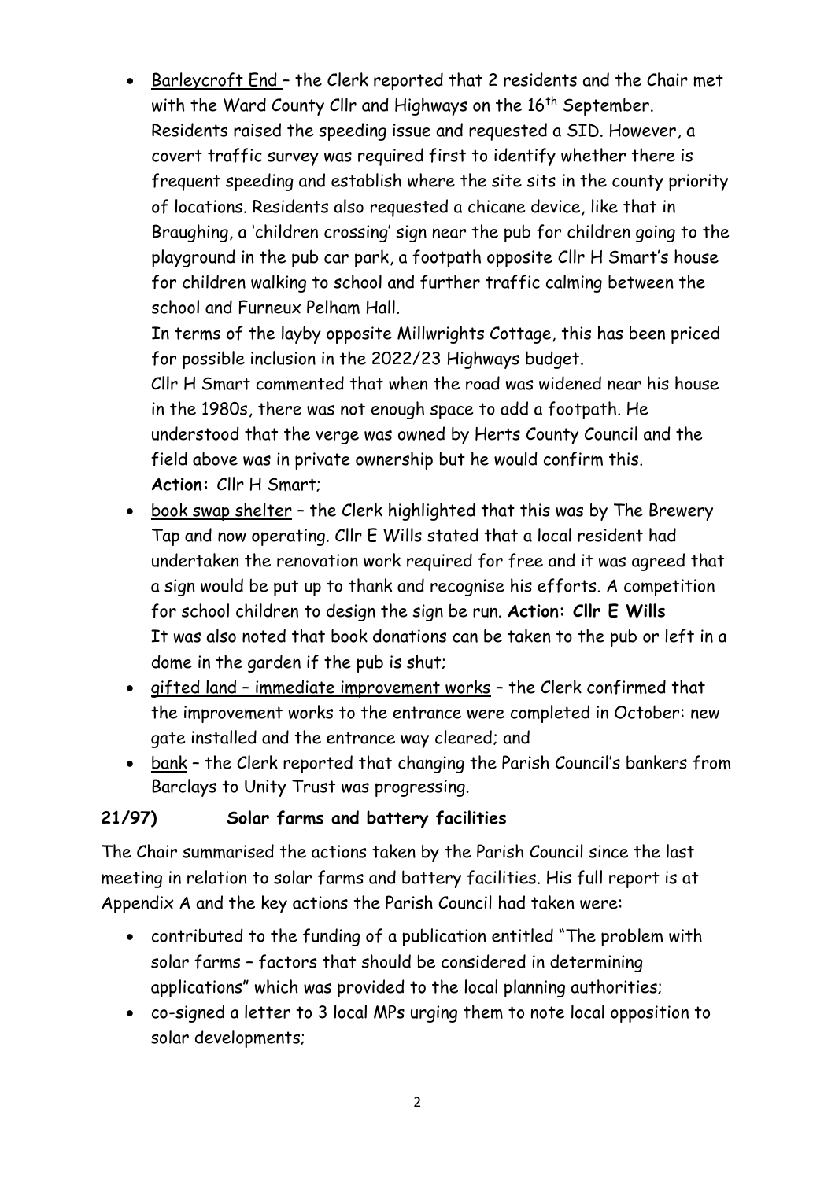- <u>Barleycroft End</u> – the Clerk reported that 2 residents and the Chair met with the Ward County Cllr and Highways on the 16th September. Residents raised the speeding issue and requested a SID. However, a covert traffic survey was required first to identify whether there is frequent speeding and establish where the site sits in the county priority of locations. Residents also requested a chicane device, like that in Braughing, a 'children crossing' sign near the pub for children going to the playground in the pub car park, a footpath opposite Cllr H Smart's house for children walking to school and further traffic calming between the school and Furneux Pelham Hall.

  In terms of the layby opposite Millwrights Cottage, this has been priced for possible inclusion in the 2022/23 Highways budget.

  Cllr H Smart commented that when the road was widened near his house in the 1980s, there was not enough space to add a footpath. He understood that the verge was owned by Herts County Council and the field above was in private ownership but he would confirm this.

  **Action:** Cllr H Smart;
- <u>book swap shelter</u> – the Clerk highlighted that this was by The Brewery Tap and now operating. Cllr E Wills stated that a local resident had undertaken the renovation work required for free and it was agreed that a sign would be put up to thank and recognise his efforts. A competition for school children to design the sign be run. **Action: Cllr E Wills**

  It was also noted that book donations can be taken to the pub or left in a dome in the garden if the pub is shut;
- <u>gifted land – immediate improvement works</u> – the Clerk confirmed that the improvement works to the entrance were completed in October: new gate installed and the entrance way cleared; and
- <u>bank</u> – the Clerk reported that changing the Parish Council's bankers from Barclays to Unity Trust was progressing.

**21/97) Solar farms and battery facilities**

The Chair summarised the actions taken by the Parish Council since the last meeting in relation to solar farms and battery facilities. His full report is at Appendix A and the key actions the Parish Council had taken were:

- contributed to the funding of a publication entitled "The problem with solar farms – factors that should be considered in determining applications" which was provided to the local planning authorities;
- co-signed a letter to 3 local MPs urging them to note local opposition to solar developments;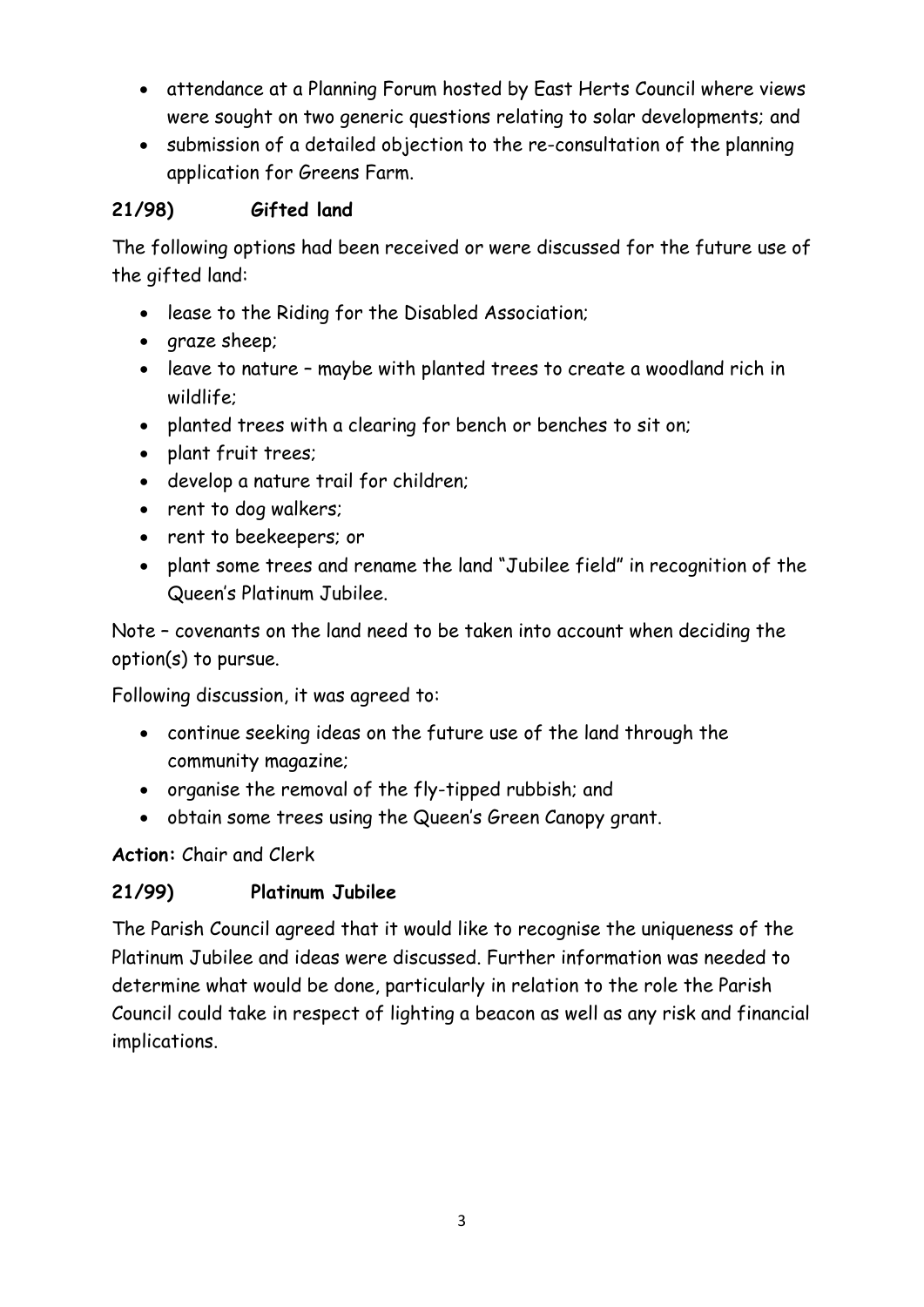- attendance at a Planning Forum hosted by East Herts Council where views were sought on two generic questions relating to solar developments; and
- submission of a detailed objection to the re-consultation of the planning application for Greens Farm.

### 21/98) Gifted land

The following options had been received or were discussed for the future use of the gifted land:

- lease to the Riding for the Disabled Association;
- graze sheep;
- leave to nature – maybe with planted trees to create a woodland rich in wildlife;
- planted trees with a clearing for bench or benches to sit on;
- plant fruit trees;
- develop a nature trail for children;
- rent to dog walkers;
- rent to beekeepers; or
- plant some trees and rename the land "Jubilee field" in recognition of the Queen's Platinum Jubilee.

Note – covenants on the land need to be taken into account when deciding the option(s) to pursue.

Following discussion, it was agreed to:

- continue seeking ideas on the future use of the land through the community magazine;
- organise the removal of the fly-tipped rubbish; and
- obtain some trees using the Queen's Green Canopy grant.

**Action:** Chair and Clerk

### 21/99) Platinum Jubilee

The Parish Council agreed that it would like to recognise the uniqueness of the Platinum Jubilee and ideas were discussed. Further information was needed to determine what would be done, particularly in relation to the role the Parish Council could take in respect of lighting a beacon as well as any risk and financial implications.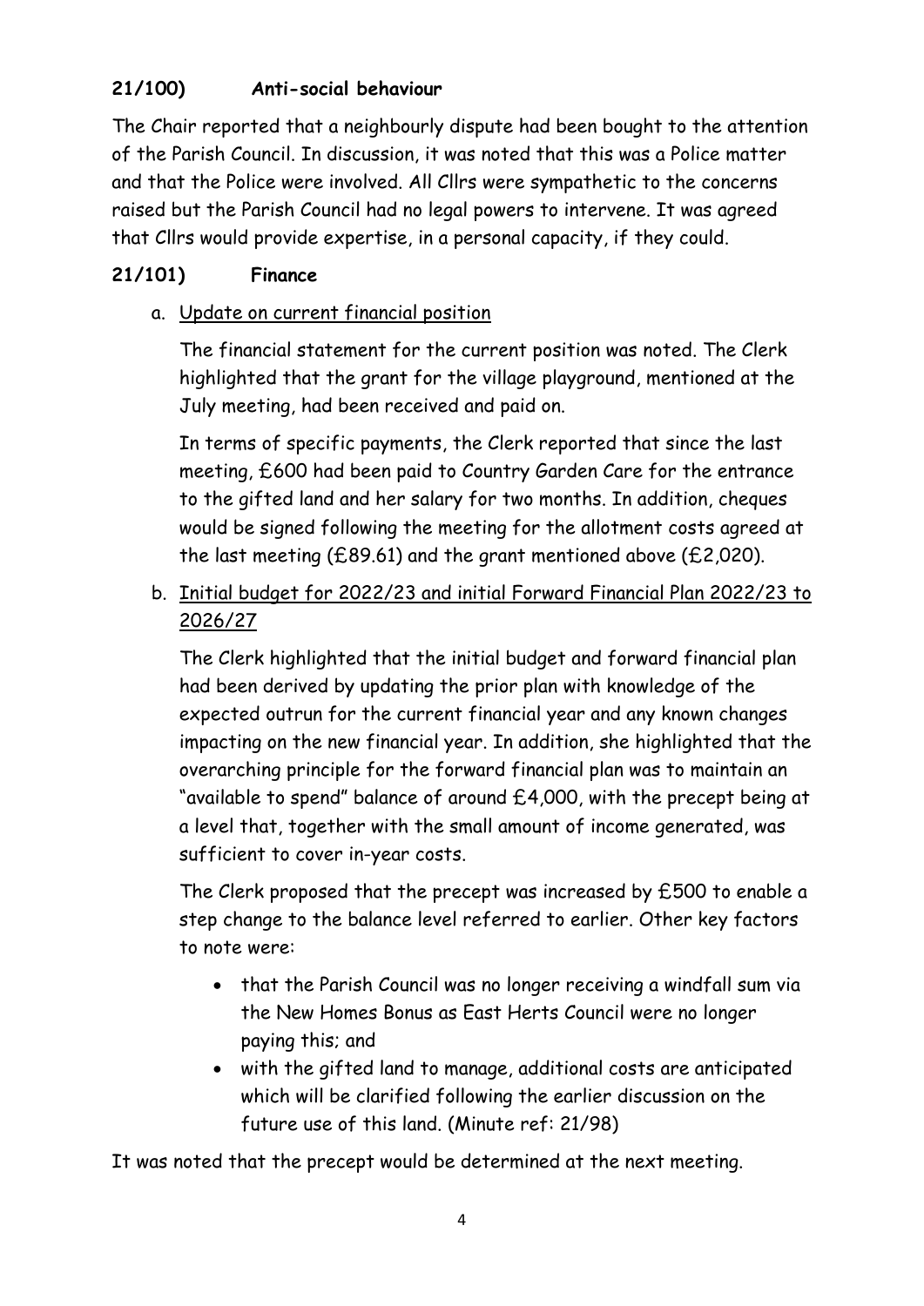**21/100) Anti-social behaviour**

The Chair reported that a neighbourly dispute had been bought to the attention of the Parish Council. In discussion, it was noted that this was a Police matter and that the Police were involved. All Cllrs were sympathetic to the concerns raised but the Parish Council had no legal powers to intervene. It was agreed that Cllrs would provide expertise, in a personal capacity, if they could.

**21/101) Finance**

a. Update on current financial position

The financial statement for the current position was noted. The Clerk highlighted that the grant for the village playground, mentioned at the July meeting, had been received and paid on.

In terms of specific payments, the Clerk reported that since the last meeting, £600 had been paid to Country Garden Care for the entrance to the gifted land and her salary for two months. In addition, cheques would be signed following the meeting for the allotment costs agreed at the last meeting (£89.61) and the grant mentioned above (£2,020).

b. Initial budget for 2022/23 and initial Forward Financial Plan 2022/23 to 2026/27

The Clerk highlighted that the initial budget and forward financial plan had been derived by updating the prior plan with knowledge of the expected outrun for the current financial year and any known changes impacting on the new financial year. In addition, she highlighted that the overarching principle for the forward financial plan was to maintain an "available to spend" balance of around £4,000, with the precept being at a level that, together with the small amount of income generated, was sufficient to cover in-year costs.

The Clerk proposed that the precept was increased by £500 to enable a step change to the balance level referred to earlier. Other key factors to note were:

- that the Parish Council was no longer receiving a windfall sum via the New Homes Bonus as East Herts Council were no longer paying this; and
- with the gifted land to manage, additional costs are anticipated which will be clarified following the earlier discussion on the future use of this land. (Minute ref: 21/98)

It was noted that the precept would be determined at the next meeting.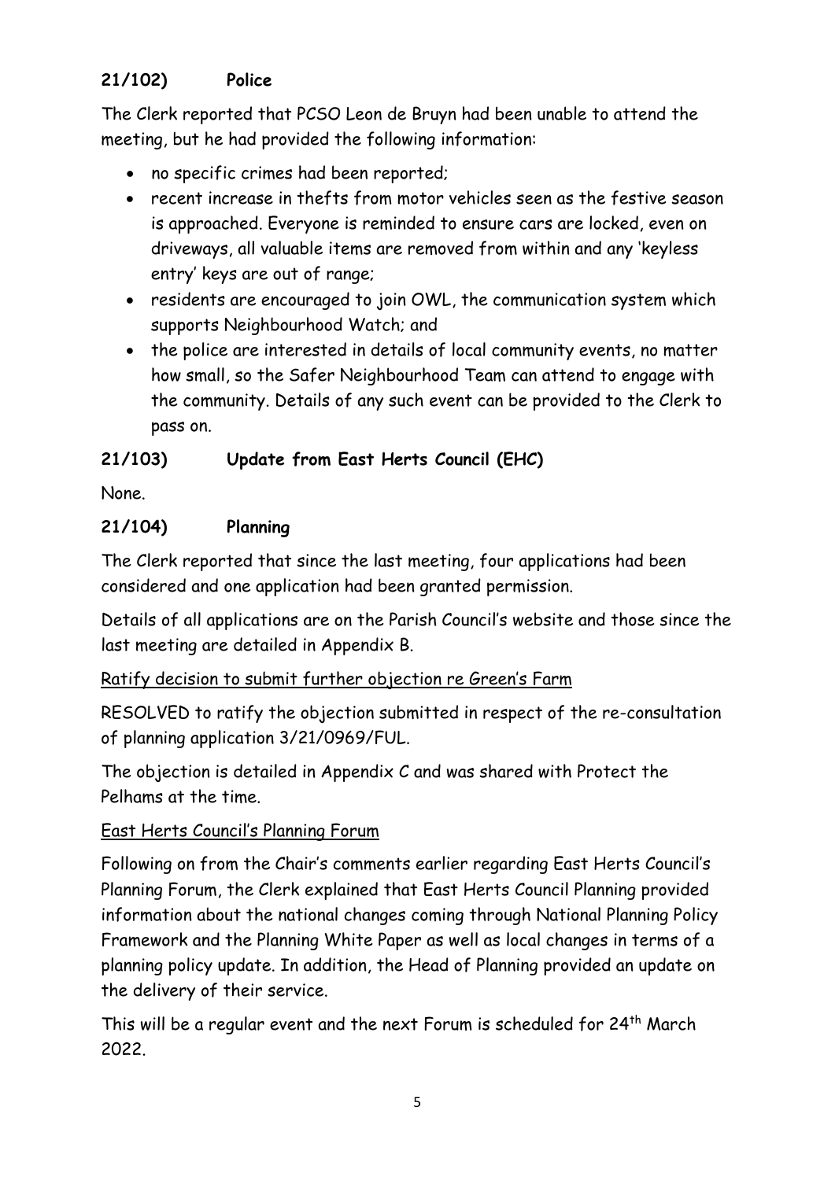## 21/102) Police

The Clerk reported that PCSO Leon de Bruyn had been unable to attend the meeting, but he had provided the following information:

- no specific crimes had been reported;
- recent increase in thefts from motor vehicles seen as the festive season is approached. Everyone is reminded to ensure cars are locked, even on driveways, all valuable items are removed from within and any 'keyless entry' keys are out of range;
- residents are encouraged to join OWL, the communication system which supports Neighbourhood Watch; and
- the police are interested in details of local community events, no matter how small, so the Safer Neighbourhood Team can attend to engage with the community. Details of any such event can be provided to the Clerk to pass on.

## 21/103) Update from East Herts Council (EHC)

None.

## 21/104) Planning

The Clerk reported that since the last meeting, four applications had been considered and one application had been granted permission.

Details of all applications are on the Parish Council's website and those since the last meeting are detailed in Appendix B.

Ratify decision to submit further objection re Green's Farm

RESOLVED to ratify the objection submitted in respect of the re-consultation of planning application 3/21/0969/FUL.

The objection is detailed in Appendix C and was shared with Protect the Pelhams at the time.

East Herts Council's Planning Forum

Following on from the Chair's comments earlier regarding East Herts Council's Planning Forum, the Clerk explained that East Herts Council Planning provided information about the national changes coming through National Planning Policy Framework and the Planning White Paper as well as local changes in terms of a planning policy update. In addition, the Head of Planning provided an update on the delivery of their service.

This will be a regular event and the next Forum is scheduled for 24th March 2022.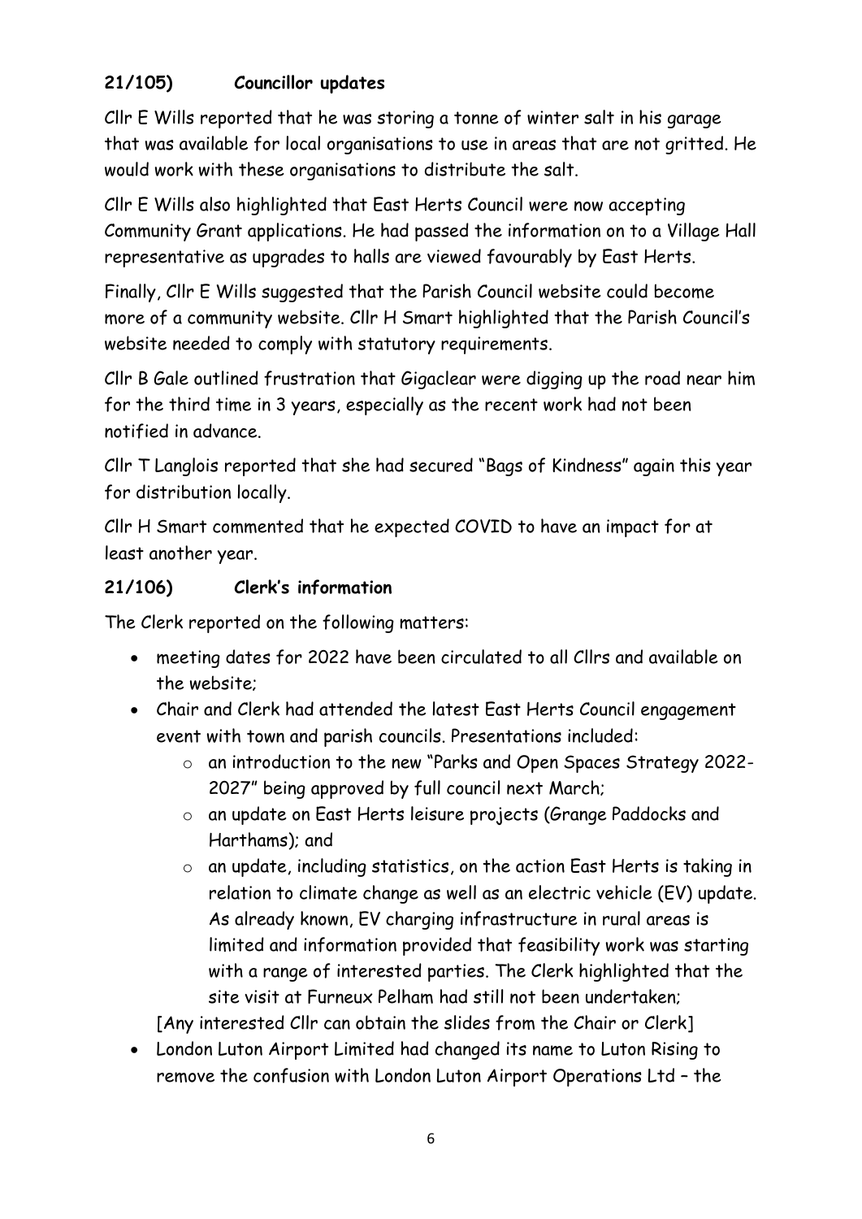### 21/105) Councillor updates

Cllr E Wills reported that he was storing a tonne of winter salt in his garage that was available for local organisations to use in areas that are not gritted. He would work with these organisations to distribute the salt.

Cllr E Wills also highlighted that East Herts Council were now accepting Community Grant applications. He had passed the information on to a Village Hall representative as upgrades to halls are viewed favourably by East Herts.

Finally, Cllr E Wills suggested that the Parish Council website could become more of a community website. Cllr H Smart highlighted that the Parish Council's website needed to comply with statutory requirements.

Cllr B Gale outlined frustration that Gigaclear were digging up the road near him for the third time in 3 years, especially as the recent work had not been notified in advance.

Cllr T Langlois reported that she had secured "Bags of Kindness" again this year for distribution locally.

Cllr H Smart commented that he expected COVID to have an impact for at least another year.

### 21/106) Clerk's information

The Clerk reported on the following matters:

- meeting dates for 2022 have been circulated to all Cllrs and available on the website;
- Chair and Clerk had attended the latest East Herts Council engagement event with town and parish councils. Presentations included:
  - an introduction to the new "Parks and Open Spaces Strategy 2022-2027" being approved by full council next March;
  - an update on East Herts leisure projects (Grange Paddocks and Harthams); and
  - an update, including statistics, on the action East Herts is taking in relation to climate change as well as an electric vehicle (EV) update. As already known, EV charging infrastructure in rural areas is limited and information provided that feasibility work was starting with a range of interested parties. The Clerk highlighted that the site visit at Furneux Pelham had still not been undertaken;

  [Any interested Cllr can obtain the slides from the Chair or Clerk]
- London Luton Airport Limited had changed its name to Luton Rising to remove the confusion with London Luton Airport Operations Ltd – the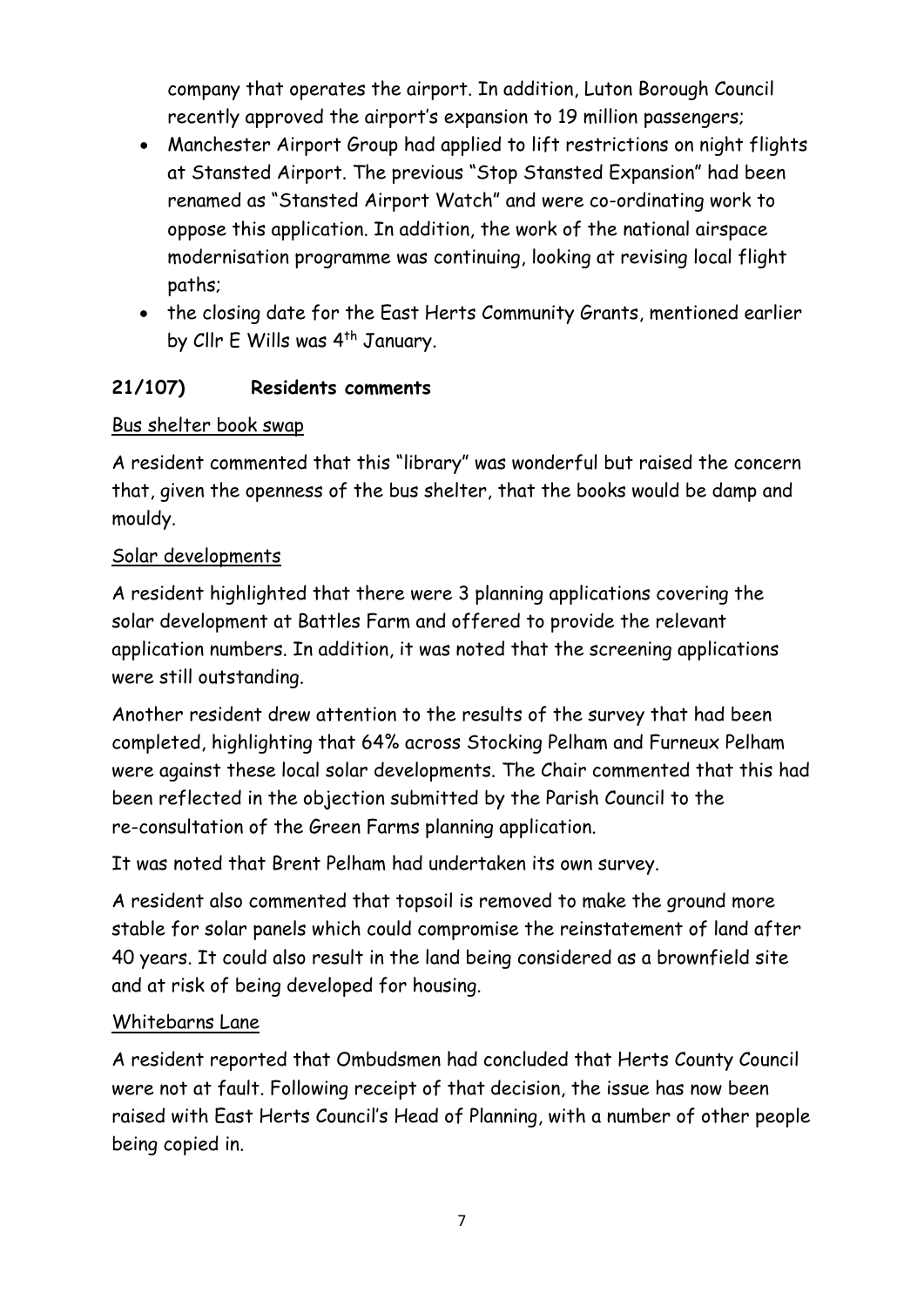company that operates the airport. In addition, Luton Borough Council recently approved the airport's expansion to 19 million passengers;

- Manchester Airport Group had applied to lift restrictions on night flights at Stansted Airport. The previous "Stop Stansted Expansion" had been renamed as "Stansted Airport Watch" and were co-ordinating work to oppose this application. In addition, the work of the national airspace modernisation programme was continuing, looking at revising local flight paths;
- the closing date for the East Herts Community Grants, mentioned earlier by Cllr E Wills was 4th January.

## 21/107) Residents comments

Bus shelter book swap

A resident commented that this "library" was wonderful but raised the concern that, given the openness of the bus shelter, that the books would be damp and mouldy.

Solar developments

A resident highlighted that there were 3 planning applications covering the solar development at Battles Farm and offered to provide the relevant application numbers. In addition, it was noted that the screening applications were still outstanding.

Another resident drew attention to the results of the survey that had been completed, highlighting that 64% across Stocking Pelham and Furneux Pelham were against these local solar developments. The Chair commented that this had been reflected in the objection submitted by the Parish Council to the re-consultation of the Green Farms planning application.

It was noted that Brent Pelham had undertaken its own survey.

A resident also commented that topsoil is removed to make the ground more stable for solar panels which could compromise the reinstatement of land after 40 years. It could also result in the land being considered as a brownfield site and at risk of being developed for housing.

Whitebarns Lane

A resident reported that Ombudsmen had concluded that Herts County Council were not at fault. Following receipt of that decision, the issue has now been raised with East Herts Council's Head of Planning, with a number of other people being copied in.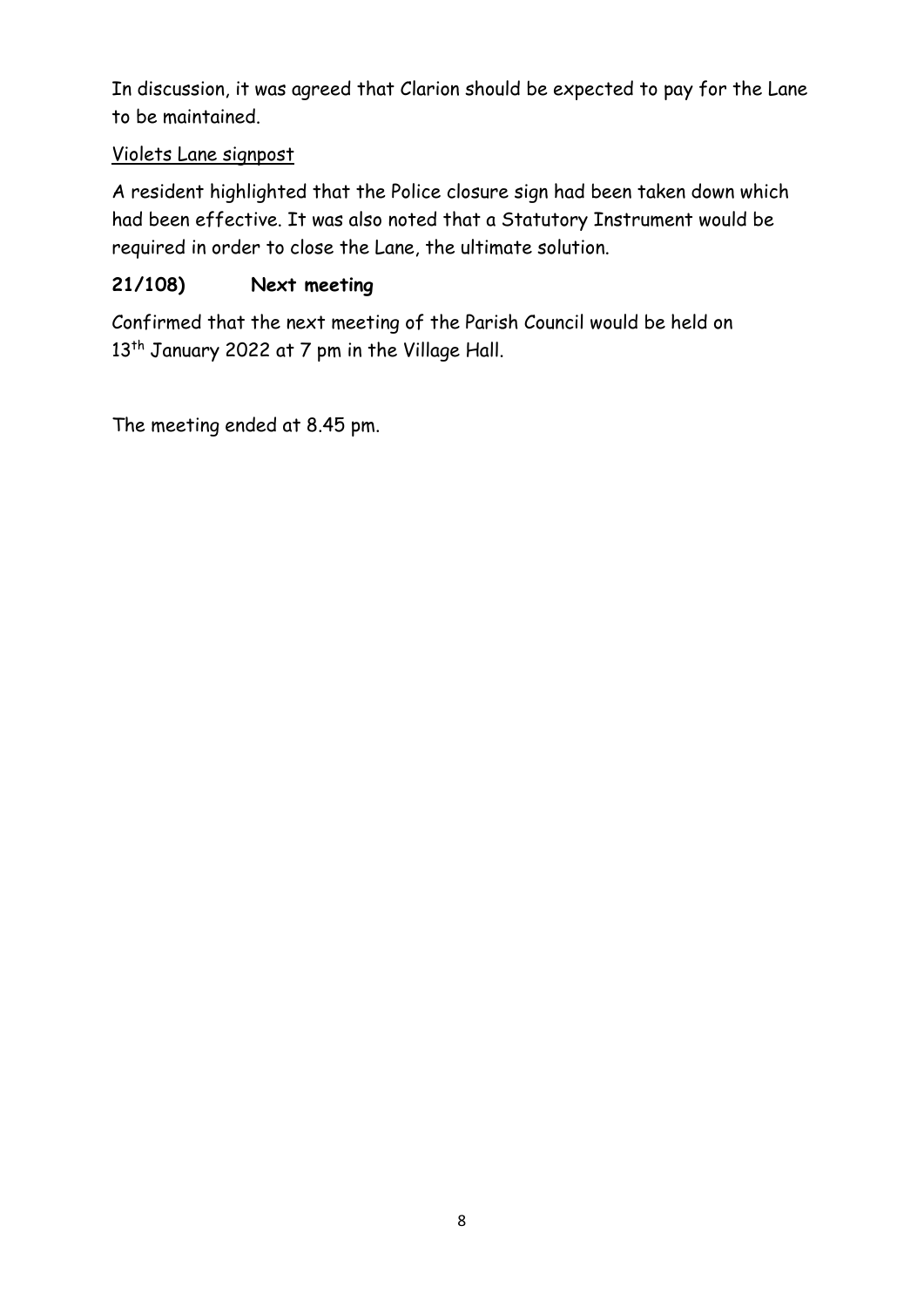In discussion, it was agreed that Clarion should be expected to pay for the Lane to be maintained.

Violets Lane signpost

A resident highlighted that the Police closure sign had been taken down which had been effective. It was also noted that a Statutory Instrument would be required in order to close the Lane, the ultimate solution.

**21/108) Next meeting**

Confirmed that the next meeting of the Parish Council would be held on 13th January 2022 at 7 pm in the Village Hall.

The meeting ended at 8.45 pm.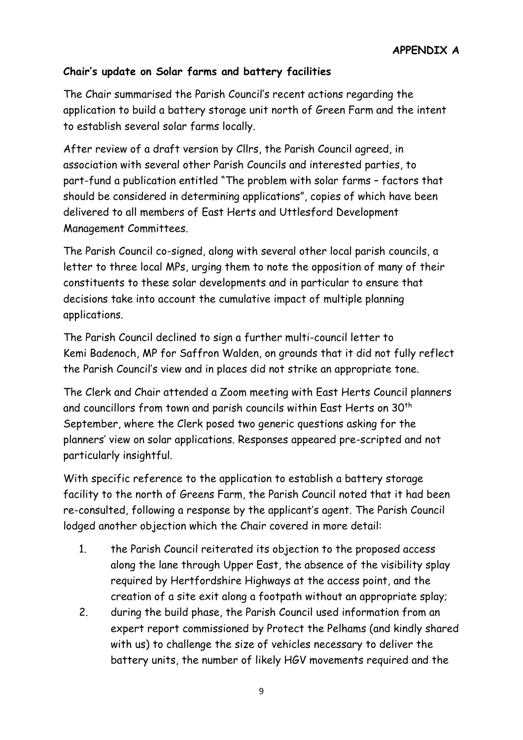**APPENDIX A**

**Chair's update on Solar farms and battery facilities**

The Chair summarised the Parish Council's recent actions regarding the application to build a battery storage unit north of Green Farm and the intent to establish several solar farms locally.

After review of a draft version by Cllrs, the Parish Council agreed, in association with several other Parish Councils and interested parties, to part-fund a publication entitled "The problem with solar farms – factors that should be considered in determining applications", copies of which have been delivered to all members of East Herts and Uttlesford Development Management Committees.

The Parish Council co-signed, along with several other local parish councils, a letter to three local MPs, urging them to note the opposition of many of their constituents to these solar developments and in particular to ensure that decisions take into account the cumulative impact of multiple planning applications.

The Parish Council declined to sign a further multi-council letter to Kemi Badenoch, MP for Saffron Walden, on grounds that it did not fully reflect the Parish Council's view and in places did not strike an appropriate tone.

The Clerk and Chair attended a Zoom meeting with East Herts Council planners and councillors from town and parish councils within East Herts on 30th September, where the Clerk posed two generic questions asking for the planners' view on solar applications. Responses appeared pre-scripted and not particularly insightful.

With specific reference to the application to establish a battery storage facility to the north of Greens Farm, the Parish Council noted that it had been re-consulted, following a response by the applicant's agent. The Parish Council lodged another objection which the Chair covered in more detail:

1. the Parish Council reiterated its objection to the proposed access along the lane through Upper East, the absence of the visibility splay required by Hertfordshire Highways at the access point, and the creation of a site exit along a footpath without an appropriate splay;
2. during the build phase, the Parish Council used information from an expert report commissioned by Protect the Pelhams (and kindly shared with us) to challenge the size of vehicles necessary to deliver the battery units, the number of likely HGV movements required and the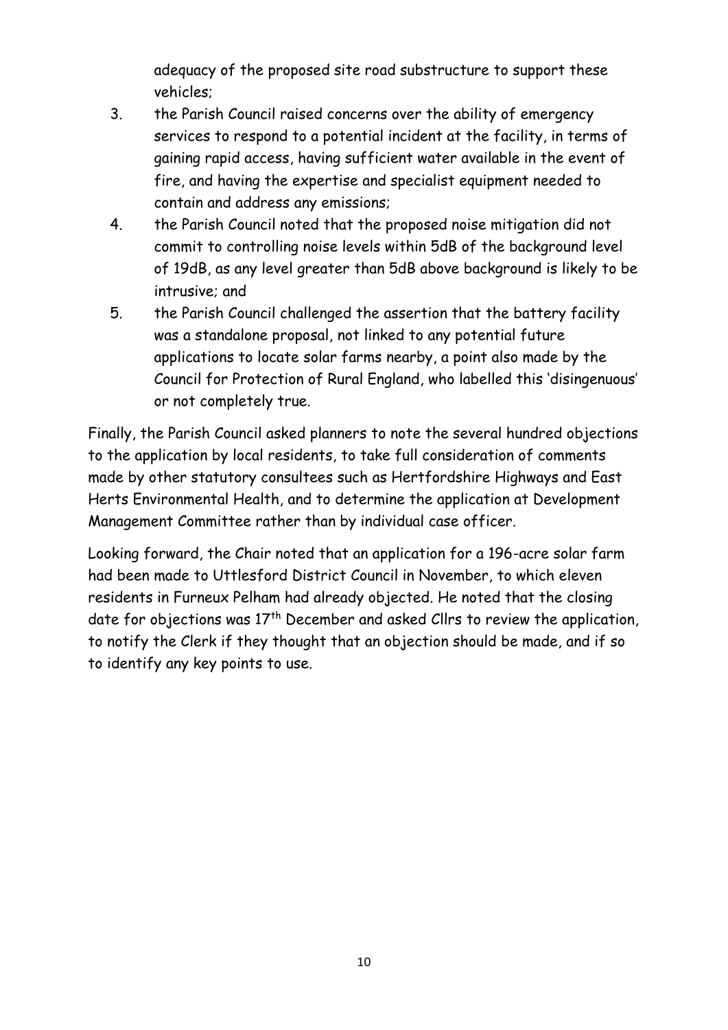adequacy of the proposed site road substructure to support these vehicles;

3. the Parish Council raised concerns over the ability of emergency services to respond to a potential incident at the facility, in terms of gaining rapid access, having sufficient water available in the event of fire, and having the expertise and specialist equipment needed to contain and address any emissions;
4. the Parish Council noted that the proposed noise mitigation did not commit to controlling noise levels within 5dB of the background level of 19dB, as any level greater than 5dB above background is likely to be intrusive; and
5. the Parish Council challenged the assertion that the battery facility was a standalone proposal, not linked to any potential future applications to locate solar farms nearby, a point also made by the Council for Protection of Rural England, who labelled this 'disingenuous' or not completely true.

Finally, the Parish Council asked planners to note the several hundred objections to the application by local residents, to take full consideration of comments made by other statutory consultees such as Hertfordshire Highways and East Herts Environmental Health, and to determine the application at Development Management Committee rather than by individual case officer.

Looking forward, the Chair noted that an application for a 196-acre solar farm had been made to Uttlesford District Council in November, to which eleven residents in Furneux Pelham had already objected. He noted that the closing date for objections was 17th December and asked Cllrs to review the application, to notify the Clerk if they thought that an objection should be made, and if so to identify any key points to use.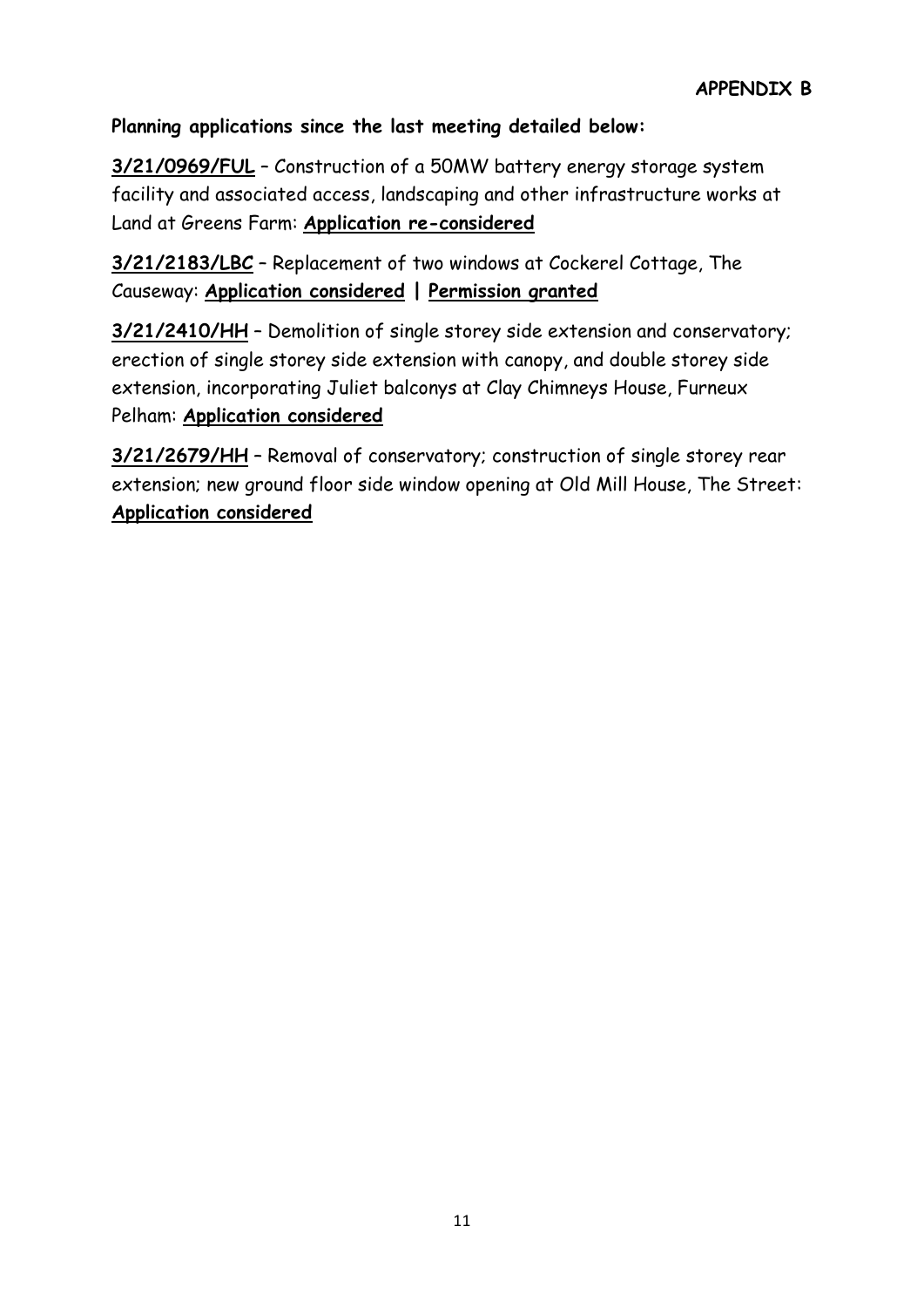**APPENDIX B**

**Planning applications since the last meeting detailed below:**

**3/21/0969/FUL** – Construction of a 50MW battery energy storage system facility and associated access, landscaping and other infrastructure works at Land at Greens Farm: **Application re-considered**

**3/21/2183/LBC** – Replacement of two windows at Cockerel Cottage, The Causeway: **Application considered | Permission granted**

**3/21/2410/HH** – Demolition of single storey side extension and conservatory; erection of single storey side extension with canopy, and double storey side extension, incorporating Juliet balconys at Clay Chimneys House, Furneux Pelham: **Application considered**

**3/21/2679/HH** – Removal of conservatory; construction of single storey rear extension; new ground floor side window opening at Old Mill House, The Street: **Application considered**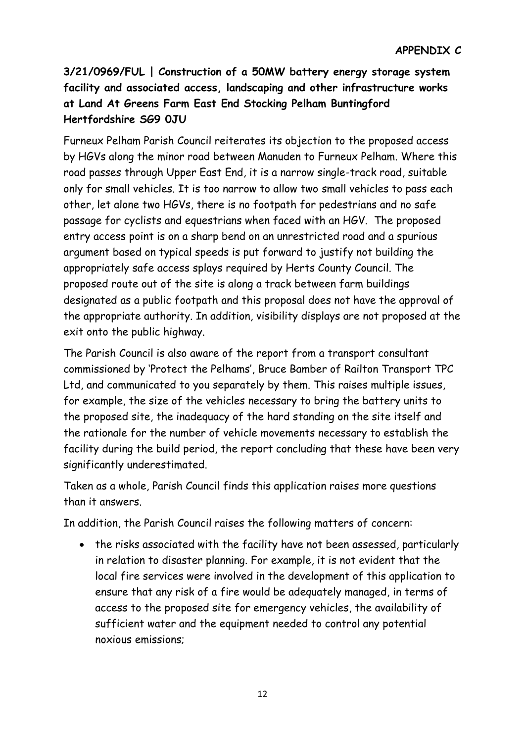**APPENDIX C**

**3/21/0969/FUL | Construction of a 50MW battery energy storage system facility and associated access, landscaping and other infrastructure works at Land At Greens Farm East End Stocking Pelham Buntingford Hertfordshire SG9 0JU**

Furneux Pelham Parish Council reiterates its objection to the proposed access by HGVs along the minor road between Manuden to Furneux Pelham. Where this road passes through Upper East End, it is a narrow single-track road, suitable only for small vehicles. It is too narrow to allow two small vehicles to pass each other, let alone two HGVs, there is no footpath for pedestrians and no safe passage for cyclists and equestrians when faced with an HGV. The proposed entry access point is on a sharp bend on an unrestricted road and a spurious argument based on typical speeds is put forward to justify not building the appropriately safe access splays required by Herts County Council. The proposed route out of the site is along a track between farm buildings designated as a public footpath and this proposal does not have the approval of the appropriate authority. In addition, visibility displays are not proposed at the exit onto the public highway.

The Parish Council is also aware of the report from a transport consultant commissioned by 'Protect the Pelhams', Bruce Bamber of Railton Transport TPC Ltd, and communicated to you separately by them. This raises multiple issues, for example, the size of the vehicles necessary to bring the battery units to the proposed site, the inadequacy of the hard standing on the site itself and the rationale for the number of vehicle movements necessary to establish the facility during the build period, the report concluding that these have been very significantly underestimated.

Taken as a whole, Parish Council finds this application raises more questions than it answers.

In addition, the Parish Council raises the following matters of concern:

- the risks associated with the facility have not been assessed, particularly in relation to disaster planning. For example, it is not evident that the local fire services were involved in the development of this application to ensure that any risk of a fire would be adequately managed, in terms of access to the proposed site for emergency vehicles, the availability of sufficient water and the equipment needed to control any potential noxious emissions;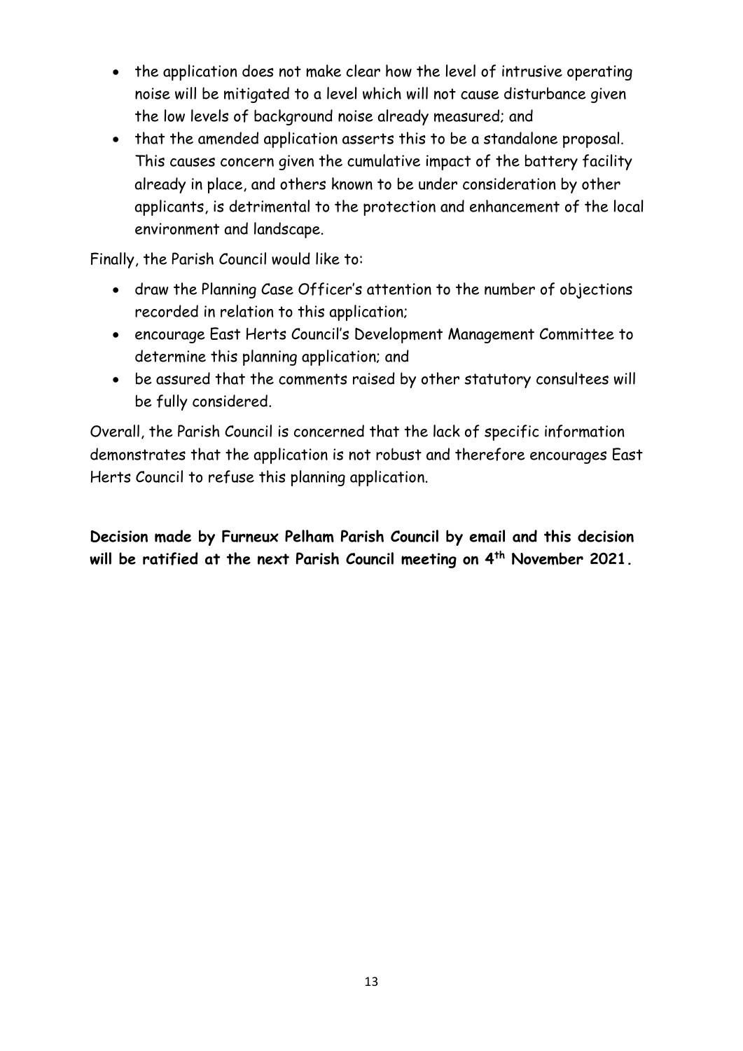- the application does not make clear how the level of intrusive operating noise will be mitigated to a level which will not cause disturbance given the low levels of background noise already measured; and
- that the amended application asserts this to be a standalone proposal. This causes concern given the cumulative impact of the battery facility already in place, and others known to be under consideration by other applicants, is detrimental to the protection and enhancement of the local environment and landscape.

Finally, the Parish Council would like to:

- draw the Planning Case Officer's attention to the number of objections recorded in relation to this application;
- encourage East Herts Council's Development Management Committee to determine this planning application; and
- be assured that the comments raised by other statutory consultees will be fully considered.

Overall, the Parish Council is concerned that the lack of specific information demonstrates that the application is not robust and therefore encourages East Herts Council to refuse this planning application.

**Decision made by Furneux Pelham Parish Council by email and this decision will be ratified at the next Parish Council meeting on 4th November 2021.**